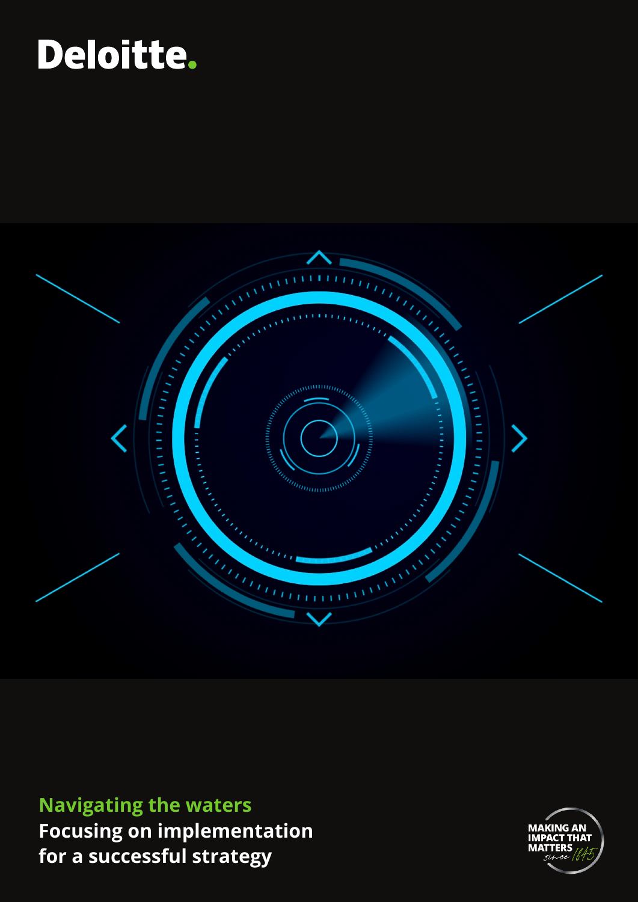Deloitte.

# Navigating the waters

## Focusing on implementation for a successful strategy

MAKING AN IMPACT THAT MATTERS since 1845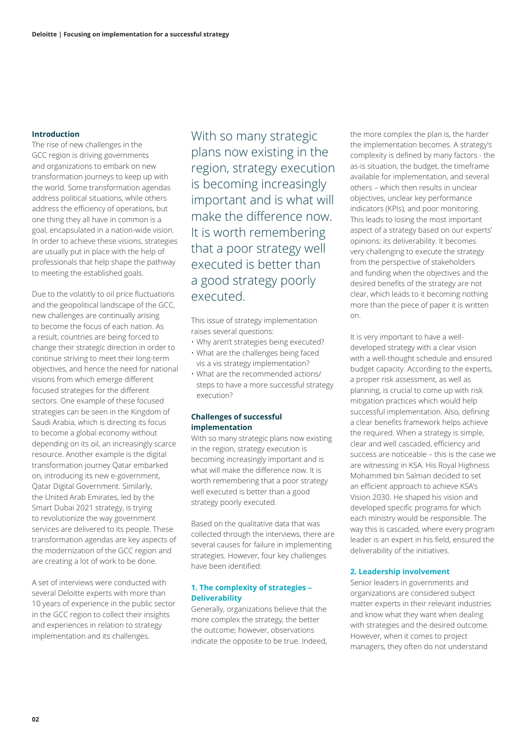## Introduction

The rise of new challenges in the GCC region is driving governments and organizations to embark on new transformation journeys to keep up with the world. Some transformation agendas address political situations, while others address the efficiency of operations, but one thing they all have in common is a goal, encapsulated in a nation-wide vision. In order to achieve these visions, strategies are usually put in place with the help of professionals that help shape the pathway to meeting the established goals.

Due to the volatilty to oil price fluctuations and the geopolitical landscape of the GCC, new challenges are continually arising to become the focus of each nation. As a result, countries are being forced to change their strategic direction in order to continue striving to meet their long-term objectives, and hence the need for national visions from which emerge different focused strategies for the different sectors. One example of these focused strategies can be seen in the Kingdom of Saudi Arabia, which is directing its focus to become a global economy without depending on its oil, an increasingly scarce resource. Another example is the digital transformation journey Qatar embarked on, introducing its new e-government, Qatar Digital Government. Similarly, the United Arab Emirates, led by the Smart Dubai 2021 strategy, is trying to revolutionize the way government services are delivered to its people. These transformation agendas are key aspects of the modernization of the GCC region and are creating a lot of work to be done.

A set of interviews were conducted with several Deloitte experts with more than 10 years of experience in the public sector in the GCC region to collect their insights and experiences in relation to strategy implementation and its challenges.

> With so many strategic plans now existing in the region, strategy execution is becoming increasingly important and is what will make the difference now. It is worth remembering that a poor strategy well executed is better than a good strategy poorly executed.

This issue of strategy implementation raises several questions:

- Why aren't strategies being executed?
- What are the challenges being faced vis a vis strategy implementation?
- What are the recommended actions/steps to have a more successful strategy execution?

## Challenges of successful implementation

With so many strategic plans now existing in the region, strategy execution is becoming increasingly important and is what will make the difference now. It is worth remembering that a poor strategy well executed is better than a good strategy poorly executed.

Based on the qualitative data that was collected through the interviews, there are several causes for failure in implementing strategies. However, four key challenges have been identified:

### 1. The complexity of strategies – Deliverability

Generally, organizations believe that the more complex the strategy, the better the outcome; however, observations indicate the opposite to be true. Indeed, the more complex the plan is, the harder the implementation becomes. A strategy's complexity is defined by many factors - the as-is situation, the budget, the timeframe available for implementation, and several others – which then results in unclear objectives, unclear key performance indicators (KPIs), and poor monitoring. This leads to losing the most important aspect of a strategy based on our experts' opinions: its deliverability. It becomes very challenging to execute the strategy from the perspective of stakeholders and funding when the objectives and the desired benefits of the strategy are not clear, which leads to it becoming nothing more than the piece of paper it is written on.

It is very important to have a well-developed strategy with a clear vision with a well-thought schedule and ensured budget capacity. According to the experts, a proper risk assessment, as well as planning, is crucial to come up with risk mitigation practices which would help successful implementation. Also, defining a clear benefits framework helps achieve the required. When a strategy is simple, clear and well cascaded, efficiency and success are noticeable – this is the case we are witnessing in KSA. His Royal Highness Mohammed bin Salman decided to set an efficient approach to achieve KSA's Vision 2030. He shaped his vision and developed specific programs for which each ministry would be responsible. The way this is cascaded, where every program leader is an expert in his field, ensured the deliverability of the initiatives.

### 2. Leadership involvement

Senior leaders in governments and organizations are considered subject matter experts in their relevant industries and know what they want when dealing with strategies and the desired outcome. However, when it comes to project managers, they often do not understand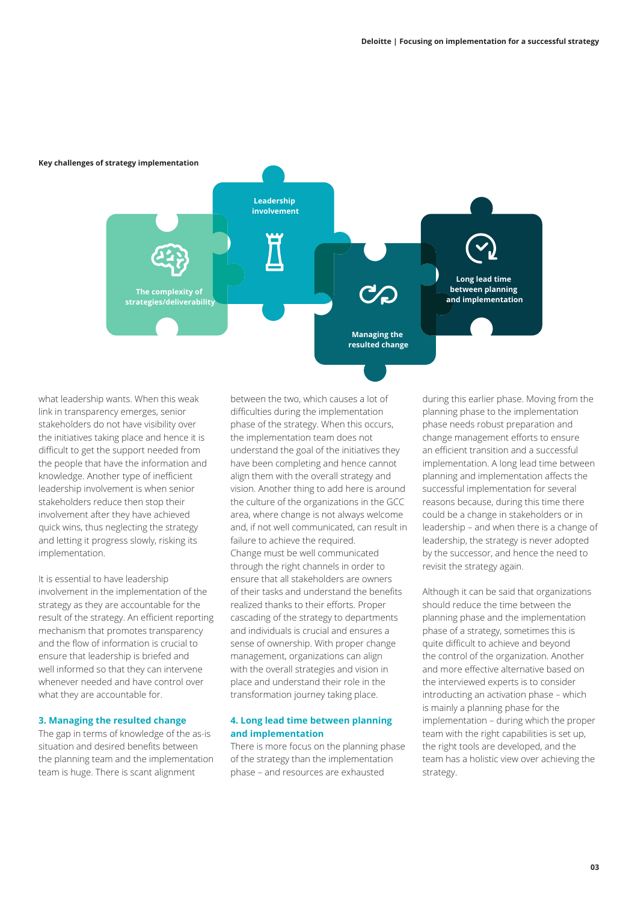**Key challenges of strategy implementation**

The complexity of strategies/deliverability

Leadership involvement

Managing the resulted change

Long lead time between planning and implementation

what leadership wants. When this weak link in transparency emerges, senior stakeholders do not have visibility over the initiatives taking place and hence it is difficult to get the support needed from the people that have the information and knowledge. Another type of inefficient leadership involvement is when senior stakeholders reduce then stop their involvement after they have achieved quick wins, thus neglecting the strategy and letting it progress slowly, risking its implementation.

It is essential to have leadership involvement in the implementation of the strategy as they are accountable for the result of the strategy. An efficient reporting mechanism that promotes transparency and the flow of information is crucial to ensure that leadership is briefed and well informed so that they can intervene whenever needed and have control over what they are accountable for.

### 3. Managing the resulted change

The gap in terms of knowledge of the as-is situation and desired benefits between the planning team and the implementation team is huge. There is scant alignment between the two, which causes a lot of difficulties during the implementation phase of the strategy. When this occurs, the implementation team does not understand the goal of the initiatives they have been completing and hence cannot align them with the overall strategy and vision. Another thing to add here is around the culture of the organizations in the GCC area, where change is not always welcome and, if not well communicated, can result in failure to achieve the required. Change must be well communicated through the right channels in order to ensure that all stakeholders are owners of their tasks and understand the benefits realized thanks to their efforts. Proper cascading of the strategy to departments and individuals is crucial and ensures a sense of ownership. With proper change management, organizations can align with the overall strategies and vision in place and understand their role in the transformation journey taking place.

### 4. Long lead time between planning and implementation

There is more focus on the planning phase of the strategy than the implementation phase – and resources are exhausted during this earlier phase. Moving from the planning phase to the implementation phase needs robust preparation and change management efforts to ensure an efficient transition and a successful implementation. A long lead time between planning and implementation affects the successful implementation for several reasons because, during this time there could be a change in stakeholders or in leadership – and when there is a change of leadership, the strategy is never adopted by the successor, and hence the need to revisit the strategy again.

Although it can be said that organizations should reduce the time between the planning phase and the implementation phase of a strategy, sometimes this is quite difficult to achieve and beyond the control of the organization. Another and more effective alternative based on the interviewed experts is to consider introducting an activation phase – which is mainly a planning phase for the implementation – during which the proper team with the right capabilities is set up, the right tools are developed, and the team has a holistic view over achieving the strategy.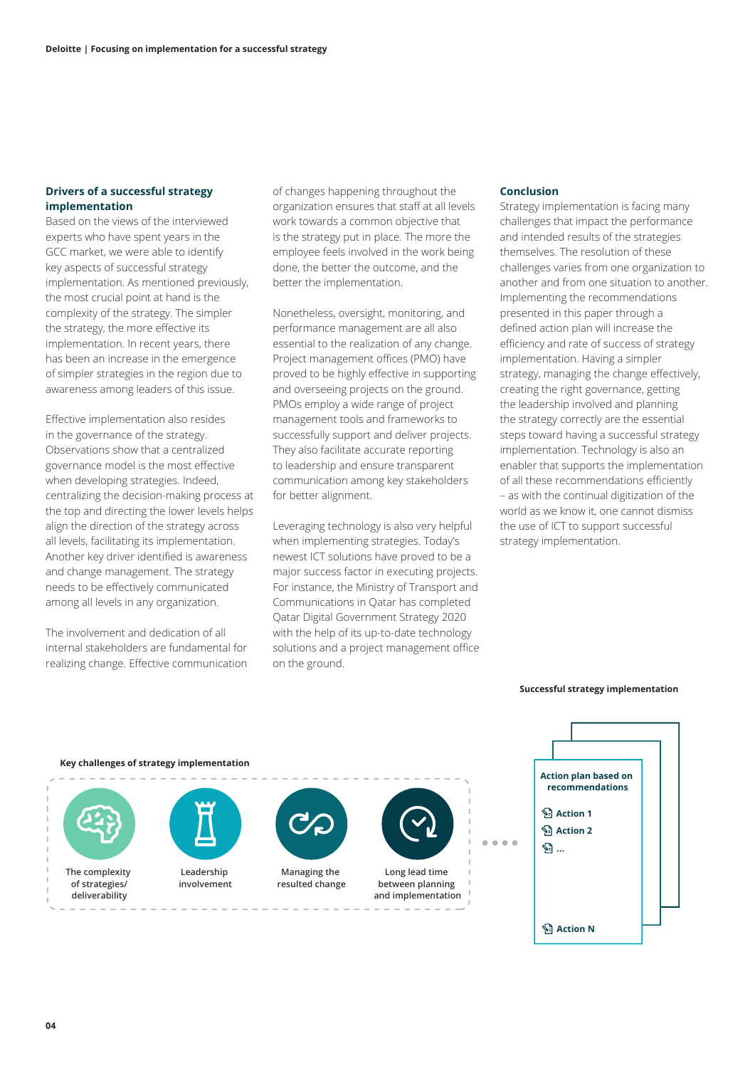## Drivers of a successful strategy implementation

Based on the views of the interviewed experts who have spent years in the GCC market, we were able to identify key aspects of successful strategy implementation. As mentioned previously, the most crucial point at hand is the complexity of the strategy. The simpler the strategy, the more effective its implementation. In recent years, there has been an increase in the emergence of simpler strategies in the region due to awareness among leaders of this issue.

Effective implementation also resides in the governance of the strategy. Observations show that a centralized governance model is the most effective when developing strategies. Indeed, centralizing the decision-making process at the top and directing the lower levels helps align the direction of the strategy across all levels, facilitating its implementation. Another key driver identified is awareness and change management. The strategy needs to be effectively communicated among all levels in any organization.

The involvement and dedication of all internal stakeholders are fundamental for realizing change. Effective communication of changes happening throughout the organization ensures that staff at all levels work towards a common objective that is the strategy put in place. The more the employee feels involved in the work being done, the better the outcome, and the better the implementation.

Nonetheless, oversight, monitoring, and performance management are all also essential to the realization of any change. Project management offices (PMO) have proved to be highly effective in supporting and overseeing projects on the ground. PMOs employ a wide range of project management tools and frameworks to successfully support and deliver projects. They also facilitate accurate reporting to leadership and ensure transparent communication among key stakeholders for better alignment.

Leveraging technology is also very helpful when implementing strategies. Today's newest ICT solutions have proved to be a major success factor in executing projects. For instance, the Ministry of Transport and Communications in Qatar has completed Qatar Digital Government Strategy 2020 with the help of its up-to-date technology solutions and a project management office on the ground.

## Conclusion

Strategy implementation is facing many challenges that impact the performance and intended results of the strategies themselves. The resolution of these challenges varies from one organization to another and from one situation to another. Implementing the recommendations presented in this paper through a defined action plan will increase the efficiency and rate of success of strategy implementation. Having a simpler strategy, managing the change effectively, creating the right governance, getting the leadership involved and planning the strategy correctly are the essential steps toward having a successful strategy implementation. Technology is also an enabler that supports the implementation of all these recommendations efficiently – as with the continual digitization of the world as we know it, one cannot dismiss the use of ICT to support successful strategy implementation.

**Key challenges of strategy implementation**

- The complexity of strategies/ deliverability
- Leadership involvement
- Managing the resulted change
- Long lead time between planning and implementation

**Successful strategy implementation**

**Action plan based on recommendations**

- **Action 1**
- **Action 2**
- **...**
- **Action N**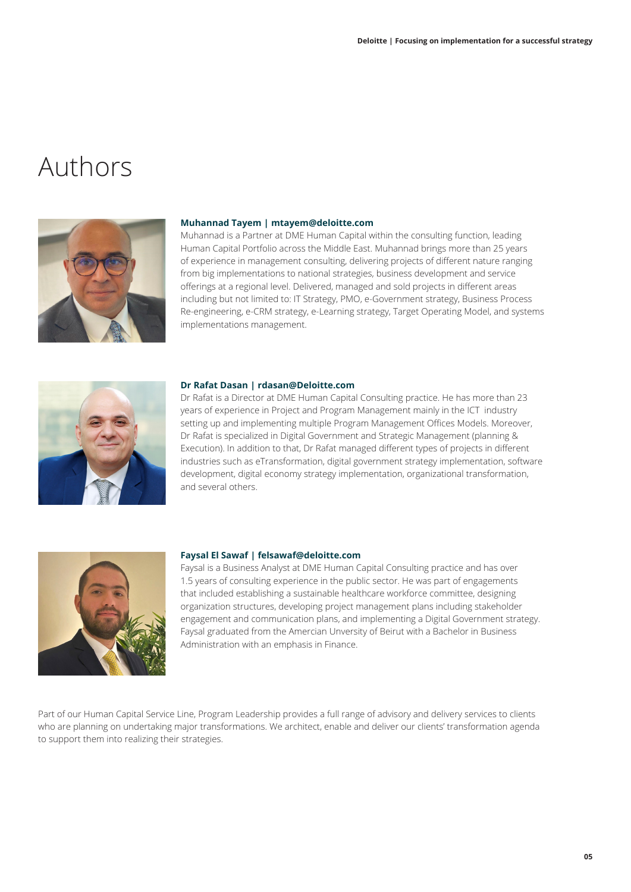# Authors

**Muhannad Tayem | mtayem@deloitte.com**
Muhannad is a Partner at DME Human Capital within the consulting function, leading Human Capital Portfolio across the Middle East. Muhannad brings more than 25 years of experience in management consulting, delivering projects of different nature ranging from big implementations to national strategies, business development and service offerings at a regional level. Delivered, managed and sold projects in different areas including but not limited to: IT Strategy, PMO, e-Government strategy, Business Process Re-engineering, e-CRM strategy, e-Learning strategy, Target Operating Model, and systems implementations management.

**Dr Rafat Dasan | rdasan@Deloitte.com**
Dr Rafat is a Director at DME Human Capital Consulting practice. He has more than 23 years of experience in Project and Program Management mainly in the ICT industry setting up and implementing multiple Program Management Offices Models. Moreover, Dr Rafat is specialized in Digital Government and Strategic Management (planning & Execution). In addition to that, Dr Rafat managed different types of projects in different industries such as eTransformation, digital government strategy implementation, software development, digital economy strategy implementation, organizational transformation, and several others.

**Faysal El Sawaf | felsawaf@deloitte.com**
Faysal is a Business Analyst at DME Human Capital Consulting practice and has over 1.5 years of consulting experience in the public sector. He was part of engagements that included establishing a sustainable healthcare workforce committee, designing organization structures, developing project management plans including stakeholder engagement and communication plans, and implementing a Digital Government strategy. Faysal graduated from the Amercian Unversity of Beirut with a Bachelor in Business Administration with an emphasis in Finance.

Part of our Human Capital Service Line, Program Leadership provides a full range of advisory and delivery services to clients who are planning on undertaking major transformations. We architect, enable and deliver our clients' transformation agenda to support them into realizing their strategies.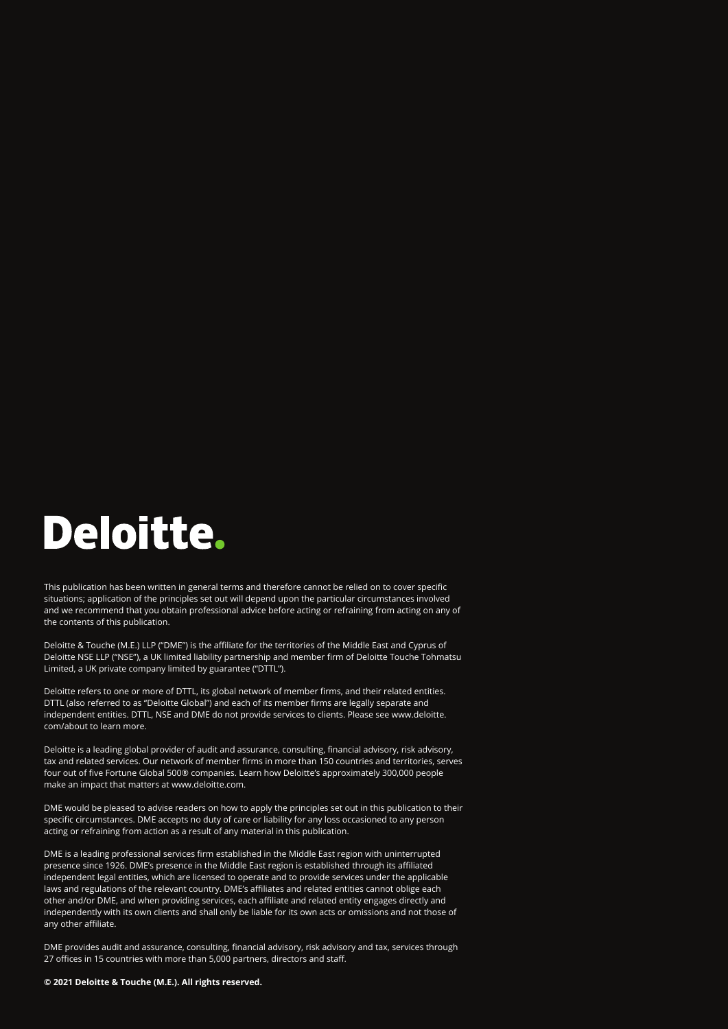# Deloitte.

This publication has been written in general terms and therefore cannot be relied on to cover specific situations; application of the principles set out will depend upon the particular circumstances involved and we recommend that you obtain professional advice before acting or refraining from acting on any of the contents of this publication.

Deloitte & Touche (M.E.) LLP ("DME") is the affiliate for the territories of the Middle East and Cyprus of Deloitte NSE LLP ("NSE"), a UK limited liability partnership and member firm of Deloitte Touche Tohmatsu Limited, a UK private company limited by guarantee ("DTTL").

Deloitte refers to one or more of DTTL, its global network of member firms, and their related entities. DTTL (also referred to as "Deloitte Global") and each of its member firms are legally separate and independent entities. DTTL, NSE and DME do not provide services to clients. Please see www.deloitte.com/about to learn more.

Deloitte is a leading global provider of audit and assurance, consulting, financial advisory, risk advisory, tax and related services. Our network of member firms in more than 150 countries and territories, serves four out of five Fortune Global 500® companies. Learn how Deloitte's approximately 300,000 people make an impact that matters at www.deloitte.com.

DME would be pleased to advise readers on how to apply the principles set out in this publication to their specific circumstances. DME accepts no duty of care or liability for any loss occasioned to any person acting or refraining from action as a result of any material in this publication.

DME is a leading professional services firm established in the Middle East region with uninterrupted presence since 1926. DME's presence in the Middle East region is established through its affiliated independent legal entities, which are licensed to operate and to provide services under the applicable laws and regulations of the relevant country. DME's affiliates and related entities cannot oblige each other and/or DME, and when providing services, each affiliate and related entity engages directly and independently with its own clients and shall only be liable for its own acts or omissions and not those of any other affiliate.

DME provides audit and assurance, consulting, financial advisory, risk advisory and tax, services through 27 offices in 15 countries with more than 5,000 partners, directors and staff.

**© 2021 Deloitte & Touche (M.E.). All rights reserved.**